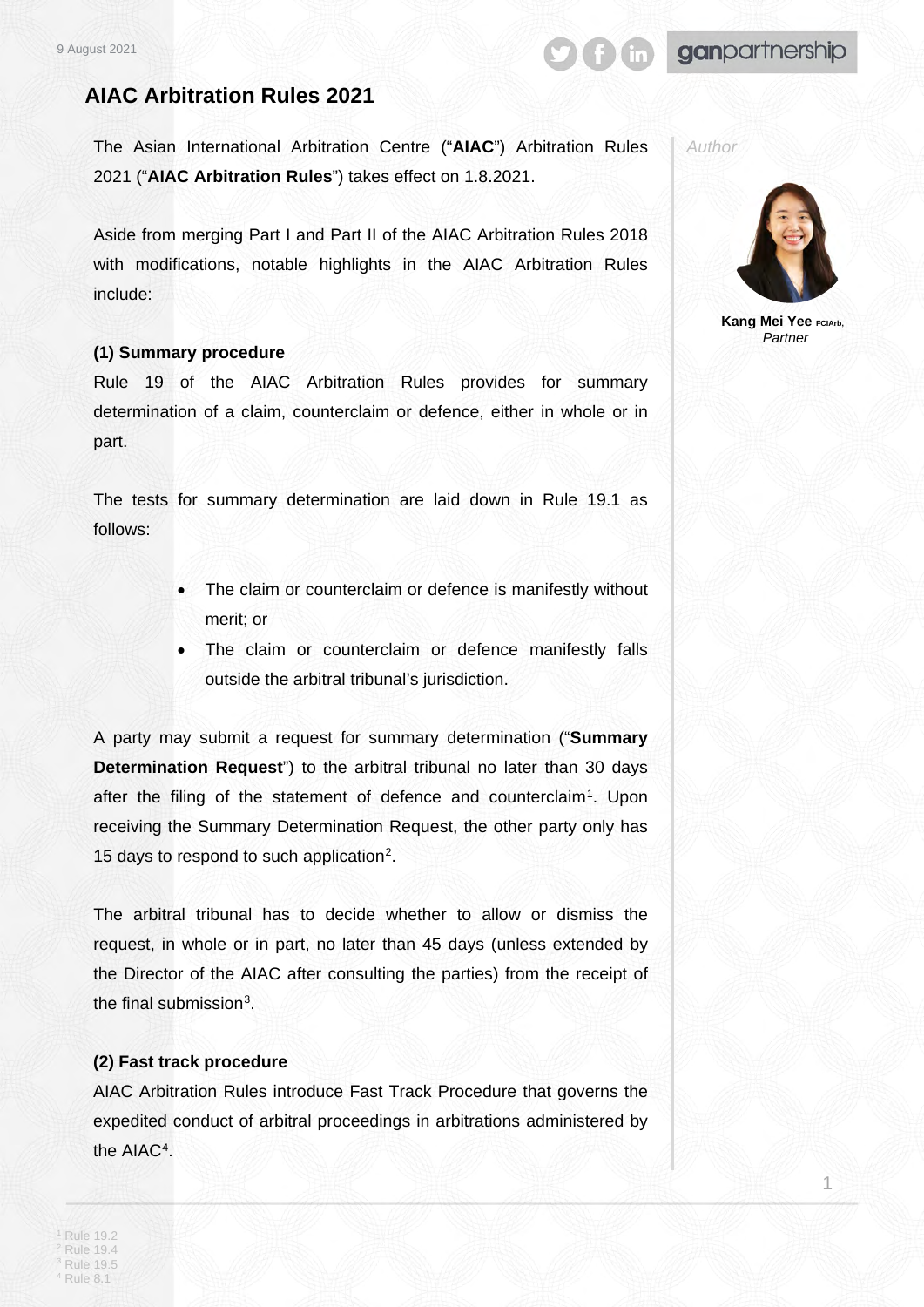9 August 2021

# AIAC Arbitration Rules 2021

*Author*

**Kang Mei Yee** FCIArb, *Partner*

The Asian International Arbitration Centre ("**AIAC**") Arbitration Rules 2021 ("**AIAC Arbitration Rules**") takes effect on 1.8.2021.

Aside from merging Part I and Part II of the AIAC Arbitration Rules 2018 with modifications, notable highlights in the AIAC Arbitration Rules include:

**(1) Summary procedure**

Rule 19 of the AIAC Arbitration Rules provides for summary determination of a claim, counterclaim or defence, either in whole or in part.

The tests for summary determination are laid down in Rule 19.1 as follows:

- The claim or counterclaim or defence is manifestly without merit; or
- The claim or counterclaim or defence manifestly falls outside the arbitral tribunal's jurisdiction.

A party may submit a request for summary determination ("**Summary Determination Request**") to the arbitral tribunal no later than 30 days after the filing of the statement of defence and counterclaim[1]. Upon receiving the Summary Determination Request, the other party only has 15 days to respond to such application[2].

The arbitral tribunal has to decide whether to allow or dismiss the request, in whole or in part, no later than 45 days (unless extended by the Director of the AIAC after consulting the parties) from the receipt of the final submission[3].

**(2) Fast track procedure**

AIAC Arbitration Rules introduce Fast Track Procedure that governs the expedited conduct of arbitral proceedings in arbitrations administered by the AIAC[4].

[1] Rule 19.2
[2] Rule 19.4
[3] Rule 19.5
[4] Rule 8.1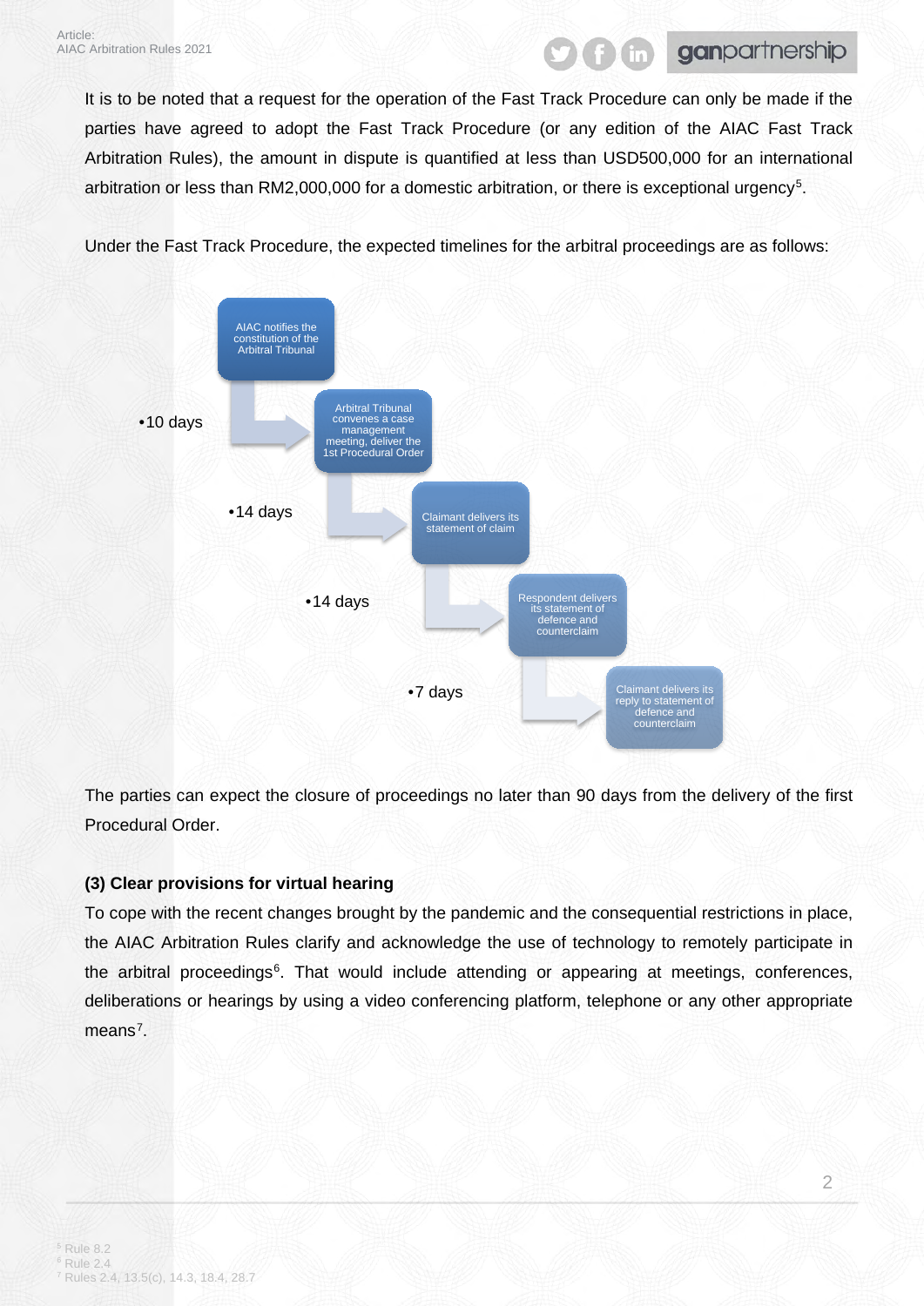It is to be noted that a request for the operation of the Fast Track Procedure can only be made if the parties have agreed to adopt the Fast Track Procedure (or any edition of the AIAC Fast Track Arbitration Rules), the amount in dispute is quantified at less than USD500,000 for an international arbitration or less than RM2,000,000 for a domestic arbitration, or there is exceptional urgency[5].

Under the Fast Track Procedure, the expected timelines for the arbitral proceedings are as follows:

- AIAC notifies the constitution of the Arbitral Tribunal
  - 10 days
- Arbitral Tribunal convenes a case management meeting, deliver the 1st Procedural Order
  - 14 days
- Claimant delivers its statement of claim
  - 14 days
- Respondent delivers its statement of defence and counterclaim
  - 7 days
- Claimant delivers its reply to statement of defence and counterclaim

The parties can expect the closure of proceedings no later than 90 days from the delivery of the first Procedural Order.

**(3) Clear provisions for virtual hearing**

To cope with the recent changes brought by the pandemic and the consequential restrictions in place, the AIAC Arbitration Rules clarify and acknowledge the use of technology to remotely participate in the arbitral proceedings[6]. That would include attending or appearing at meetings, conferences, deliberations or hearings by using a video conferencing platform, telephone or any other appropriate means[7].

[5] Rule 8.2
[6] Rule 2.4
[7] Rules 2.4, 13.5(c), 14.3, 18.4, 28.7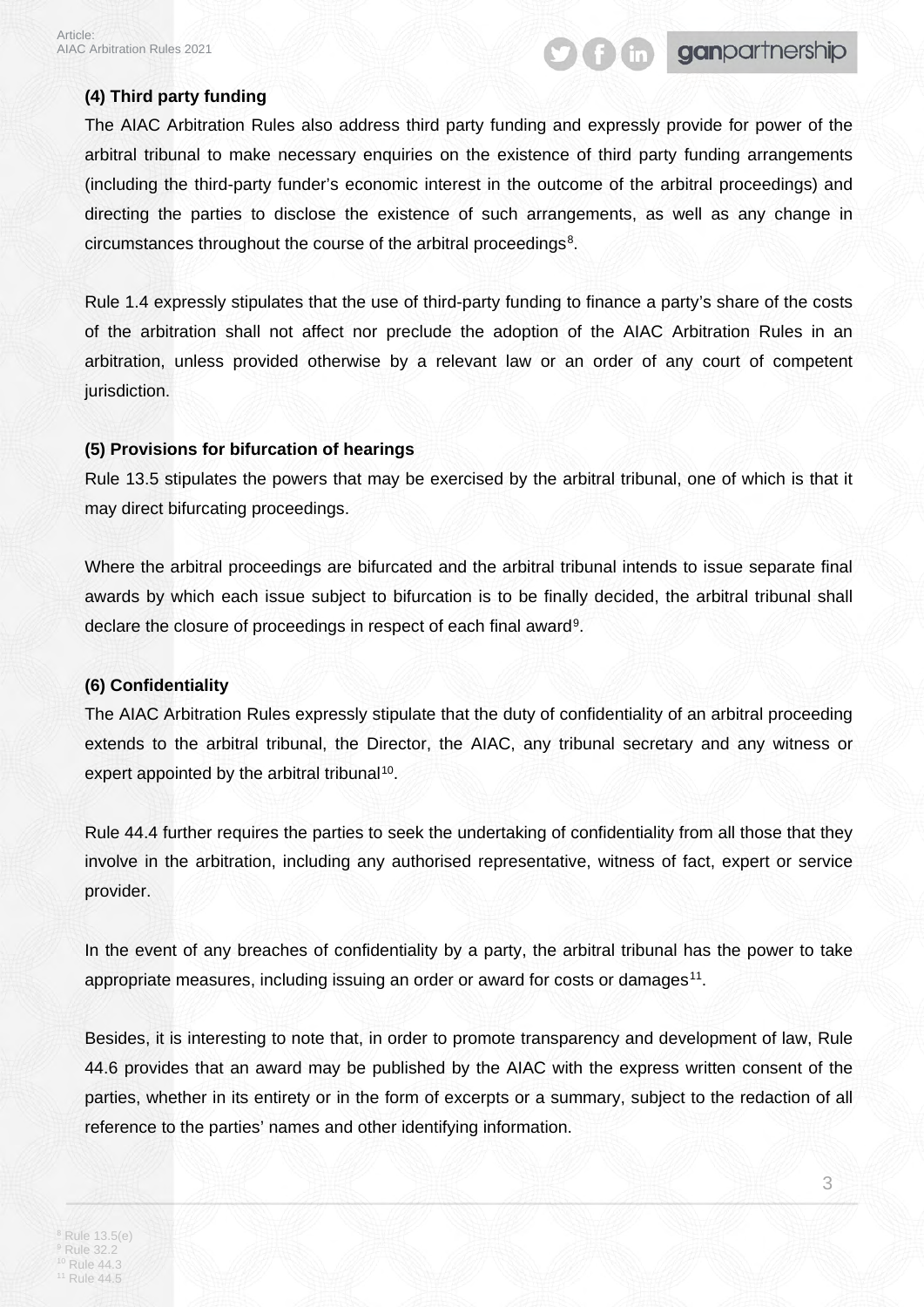**(4) Third party funding**

The AIAC Arbitration Rules also address third party funding and expressly provide for power of the arbitral tribunal to make necessary enquiries on the existence of third party funding arrangements (including the third-party funder's economic interest in the outcome of the arbitral proceedings) and directing the parties to disclose the existence of such arrangements, as well as any change in circumstances throughout the course of the arbitral proceedings[8].

Rule 1.4 expressly stipulates that the use of third-party funding to finance a party's share of the costs of the arbitration shall not affect nor preclude the adoption of the AIAC Arbitration Rules in an arbitration, unless provided otherwise by a relevant law or an order of any court of competent jurisdiction.

**(5) Provisions for bifurcation of hearings**

Rule 13.5 stipulates the powers that may be exercised by the arbitral tribunal, one of which is that it may direct bifurcating proceedings.

Where the arbitral proceedings are bifurcated and the arbitral tribunal intends to issue separate final awards by which each issue subject to bifurcation is to be finally decided, the arbitral tribunal shall declare the closure of proceedings in respect of each final award[9].

**(6) Confidentiality**

The AIAC Arbitration Rules expressly stipulate that the duty of confidentiality of an arbitral proceeding extends to the arbitral tribunal, the Director, the AIAC, any tribunal secretary and any witness or expert appointed by the arbitral tribunal[10].

Rule 44.4 further requires the parties to seek the undertaking of confidentiality from all those that they involve in the arbitration, including any authorised representative, witness of fact, expert or service provider.

In the event of any breaches of confidentiality by a party, the arbitral tribunal has the power to take appropriate measures, including issuing an order or award for costs or damages[11].

Besides, it is interesting to note that, in order to promote transparency and development of law, Rule 44.6 provides that an award may be published by the AIAC with the express written consent of the parties, whether in its entirety or in the form of excerpts or a summary, subject to the redaction of all reference to the parties' names and other identifying information.

[8] Rule 13.5(e)
[9] Rule 32.2
[10] Rule 44.3
[11] Rule 44.5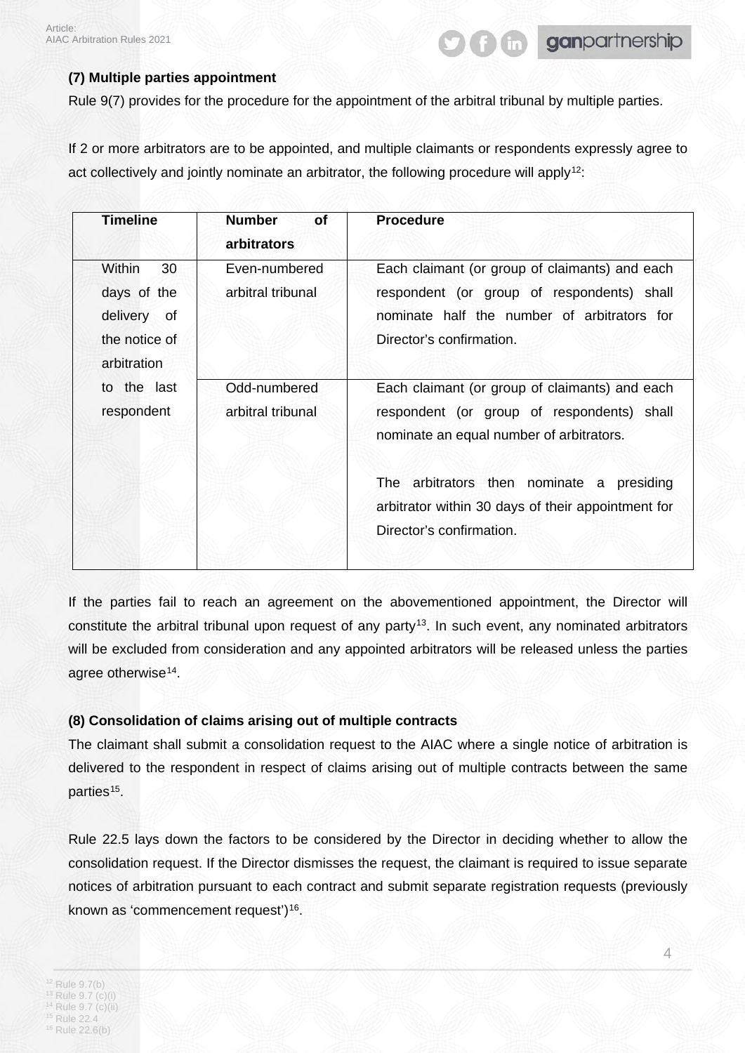**(7) Multiple parties appointment**

Rule 9(7) provides for the procedure for the appointment of the arbitral tribunal by multiple parties.

If 2 or more arbitrators are to be appointed, and multiple claimants or respondents expressly agree to act collectively and jointly nominate an arbitrator, the following procedure will apply[12]:

| Timeline | Number of arbitrators | Procedure |
|---|---|---|
| Within 30 days of the delivery of the notice of arbitration to the last respondent | Even-numbered arbitral tribunal | Each claimant (or group of claimants) and each respondent (or group of respondents) shall nominate half the number of arbitrators for Director's confirmation. |
| | Odd-numbered arbitral tribunal | Each claimant (or group of claimants) and each respondent (or group of respondents) shall nominate an equal number of arbitrators.<br><br>The arbitrators then nominate a presiding arbitrator within 30 days of their appointment for Director's confirmation. |

If the parties fail to reach an agreement on the abovementioned appointment, the Director will constitute the arbitral tribunal upon request of any party[13]. In such event, any nominated arbitrators will be excluded from consideration and any appointed arbitrators will be released unless the parties agree otherwise[14].

**(8) Consolidation of claims arising out of multiple contracts**

The claimant shall submit a consolidation request to the AIAC where a single notice of arbitration is delivered to the respondent in respect of claims arising out of multiple contracts between the same parties[15].

Rule 22.5 lays down the factors to be considered by the Director in deciding whether to allow the consolidation request. If the Director dismisses the request, the claimant is required to issue separate notices of arbitration pursuant to each contract and submit separate registration requests (previously known as 'commencement request')[16].

[12] Rule 9.7(b)
[13] Rule 9.7 (c)(i)
[14] Rule 9.7 (c)(ii)
[15] Rule 22.4
[16] Rule 22.6(b)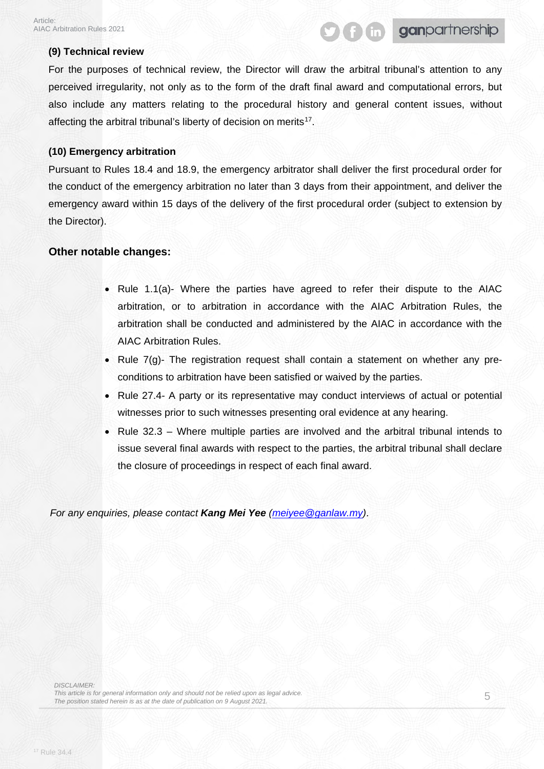**(9) Technical review**

For the purposes of technical review, the Director will draw the arbitral tribunal's attention to any perceived irregularity, not only as to the form of the draft final award and computational errors, but also include any matters relating to the procedural history and general content issues, without affecting the arbitral tribunal's liberty of decision on merits[17].

**(10) Emergency arbitration**

Pursuant to Rules 18.4 and 18.9, the emergency arbitrator shall deliver the first procedural order for the conduct of the emergency arbitration no later than 3 days from their appointment, and deliver the emergency award within 15 days of the delivery of the first procedural order (subject to extension by the Director).

### Other notable changes:

- Rule 1.1(a)- Where the parties have agreed to refer their dispute to the AIAC arbitration, or to arbitration in accordance with the AIAC Arbitration Rules, the arbitration shall be conducted and administered by the AIAC in accordance with the AIAC Arbitration Rules.
- Rule 7(g)- The registration request shall contain a statement on whether any pre-conditions to arbitration have been satisfied or waived by the parties.
- Rule 27.4- A party or its representative may conduct interviews of actual or potential witnesses prior to such witnesses presenting oral evidence at any hearing.
- Rule 32.3 – Where multiple parties are involved and the arbitral tribunal intends to issue several final awards with respect to the parties, the arbitral tribunal shall declare the closure of proceedings in respect of each final award.

*For any enquiries, please contact **Kang Mei Yee** (meiyee@ganlaw.my).*

*DISCLAIMER:*
*This article is for general information only and should not be relied upon as legal advice.*
*The position stated herein is as at the date of publication on 9 August 2021.*

[17] Rule 34.4